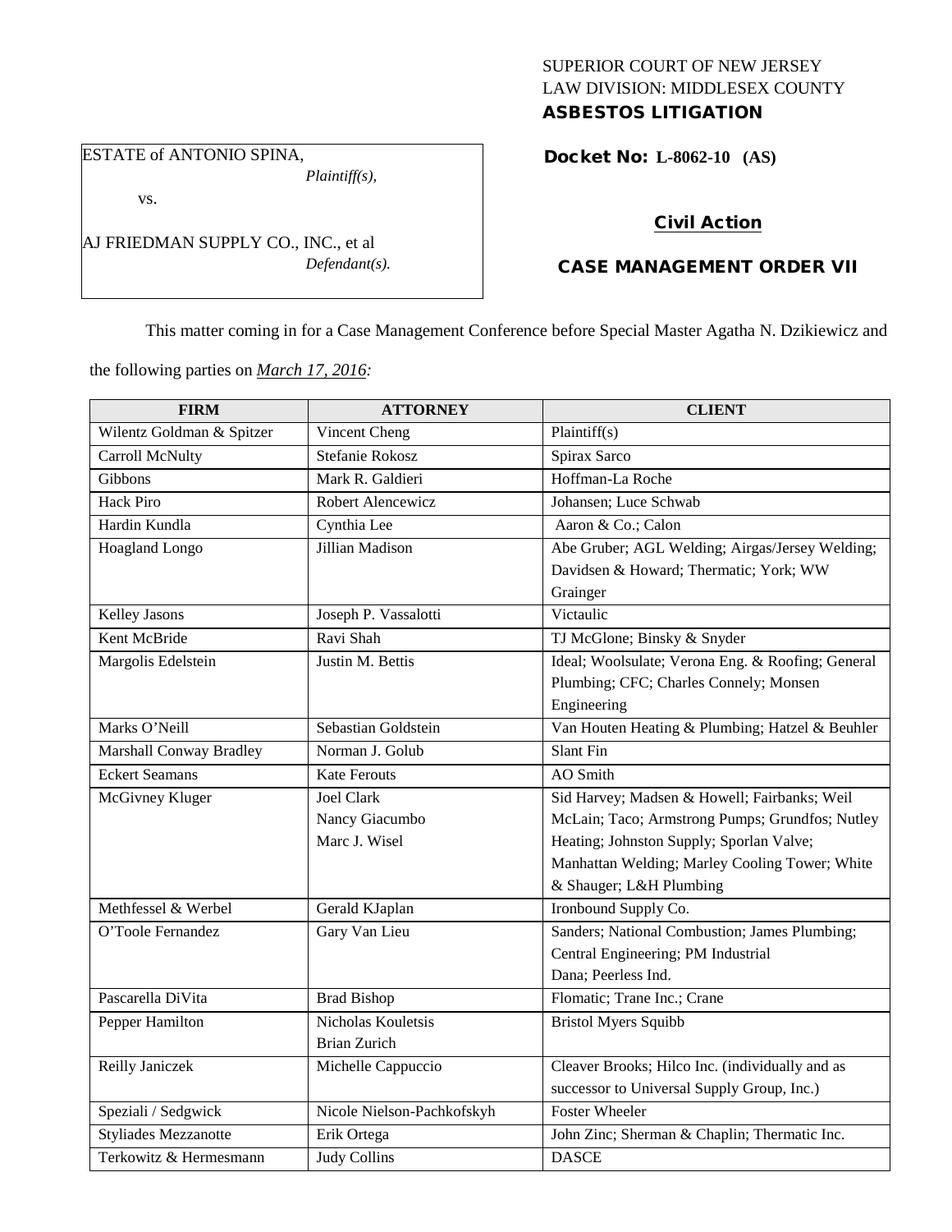SUPERIOR COURT OF NEW JERSEY
LAW DIVISION: MIDDLESEX COUNTY
**ASBESTOS LITIGATION**

ESTATE of ANTONIO SPINA,
*Plaintiff(s),*

vs.

AJ FRIEDMAN SUPPLY CO., INC., et al
*Defendant(s).*

**Docket No: L-8062-10 (AS)**

**Civil Action**

**CASE MANAGEMENT ORDER VII**

This matter coming in for a Case Management Conference before Special Master Agatha N. Dzikiewicz and the following parties on *March 17, 2016:*

| FIRM | ATTORNEY | CLIENT |
|---|---|---|
| Wilentz Goldman & Spitzer | Vincent Cheng | Plaintiff(s) |
| Carroll McNulty | Stefanie Rokosz | Spirax Sarco |
| Gibbons | Mark R. Galdieri | Hoffman-La Roche |
| Hack Piro | Robert Alencewicz | Johansen; Luce Schwab |
| Hardin Kundla | Cynthia Lee | Aaron & Co.; Calon |
| Hoagland Longo | Jillian Madison | Abe Gruber; AGL Welding; Airgas/Jersey Welding; Davidsen & Howard; Thermatic; York; WW Grainger |
| Kelley Jasons | Joseph P. Vassalotti | Victaulic |
| Kent McBride | Ravi Shah | TJ McGlone; Binsky & Snyder |
| Margolis Edelstein | Justin M. Bettis | Ideal; Woolsulate; Verona Eng. & Roofing; General Plumbing; CFC; Charles Connely; Monsen Engineering |
| Marks O'Neill | Sebastian Goldstein | Van Houten Heating & Plumbing; Hatzel & Beuhler |
| Marshall Conway Bradley | Norman J. Golub | Slant Fin |
| Eckert Seamans | Kate Ferouts | AO Smith |
| McGivney Kluger | Joel Clark<br>Nancy Giacumbo<br>Marc J. Wisel | Sid Harvey; Madsen & Howell; Fairbanks; Weil McLain; Taco; Armstrong Pumps; Grundfos; Nutley Heating; Johnston Supply; Sporlan Valve; Manhattan Welding; Marley Cooling Tower; White & Shauger; L&H Plumbing |
| Methfessel & Werbel | Gerald KJaplan | Ironbound Supply Co. |
| O'Toole Fernandez | Gary Van Lieu | Sanders; National Combustion; James Plumbing; Central Engineering; PM Industrial Dana; Peerless Ind. |
| Pascarella DiVita | Brad Bishop | Flomatic; Trane Inc.; Crane |
| Pepper Hamilton | Nicholas Kouletsis<br>Brian Zurich | Bristol Myers Squibb |
| Reilly Janiczek | Michelle Cappuccio | Cleaver Brooks; Hilco Inc. (individually and as successor to Universal Supply Group, Inc.) |
| Speziali / Sedgwick | Nicole Nielson-Pachkofskyh | Foster Wheeler |
| Styliades Mezzanotte | Erik Ortega | John Zinc; Sherman & Chaplin; Thermatic Inc. |
| Terkowitz & Hermesmann | Judy Collins | DASCE |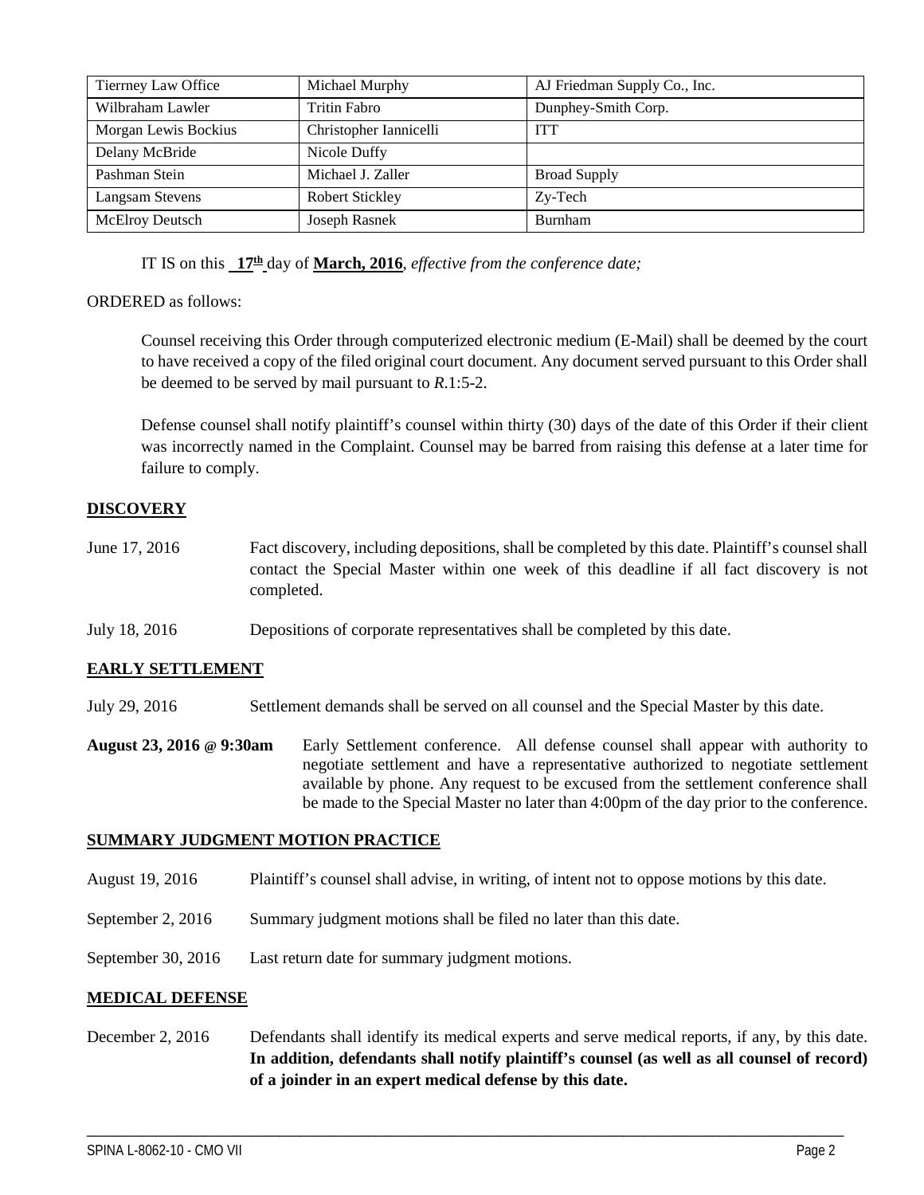| Tierrney Law Office | Michael Murphy | AJ Friedman Supply Co., Inc. |
|---|---|---|
| Wilbraham Lawler | Tritin Fabro | Dunphey-Smith Corp. |
| Morgan Lewis Bockius | Christopher Iannicelli | ITT |
| Delany McBride | Nicole Duffy | |
| Pashman Stein | Michael J. Zaller | Broad Supply |
| Langsam Stevens | Robert Stickley | Zy-Tech |
| McElroy Deutsch | Joseph Rasnek | Burnham |

IT IS on this **17th** day of **March, 2016**, *effective from the conference date;*

ORDERED as follows:

Counsel receiving this Order through computerized electronic medium (E-Mail) shall be deemed by the court to have received a copy of the filed original court document. Any document served pursuant to this Order shall be deemed to be served by mail pursuant to *R*.1:5-2.

Defense counsel shall notify plaintiff's counsel within thirty (30) days of the date of this Order if their client was incorrectly named in the Complaint. Counsel may be barred from raising this defense at a later time for failure to comply.

## DISCOVERY

June 17, 2016 — Fact discovery, including depositions, shall be completed by this date. Plaintiff's counsel shall contact the Special Master within one week of this deadline if all fact discovery is not completed.

July 18, 2016 — Depositions of corporate representatives shall be completed by this date.

## EARLY SETTLEMENT

July 29, 2016 — Settlement demands shall be served on all counsel and the Special Master by this date.

**August 23, 2016 @ 9:30am** — Early Settlement conference. All defense counsel shall appear with authority to negotiate settlement and have a representative authorized to negotiate settlement available by phone. Any request to be excused from the settlement conference shall be made to the Special Master no later than 4:00pm of the day prior to the conference.

## SUMMARY JUDGMENT MOTION PRACTICE

August 19, 2016 — Plaintiff's counsel shall advise, in writing, of intent not to oppose motions by this date.

September 2, 2016 — Summary judgment motions shall be filed no later than this date.

September 30, 2016 — Last return date for summary judgment motions.

## MEDICAL DEFENSE

December 2, 2016 — Defendants shall identify its medical experts and serve medical reports, if any, by this date. **In addition, defendants shall notify plaintiff's counsel (as well as all counsel of record) of a joinder in an expert medical defense by this date.**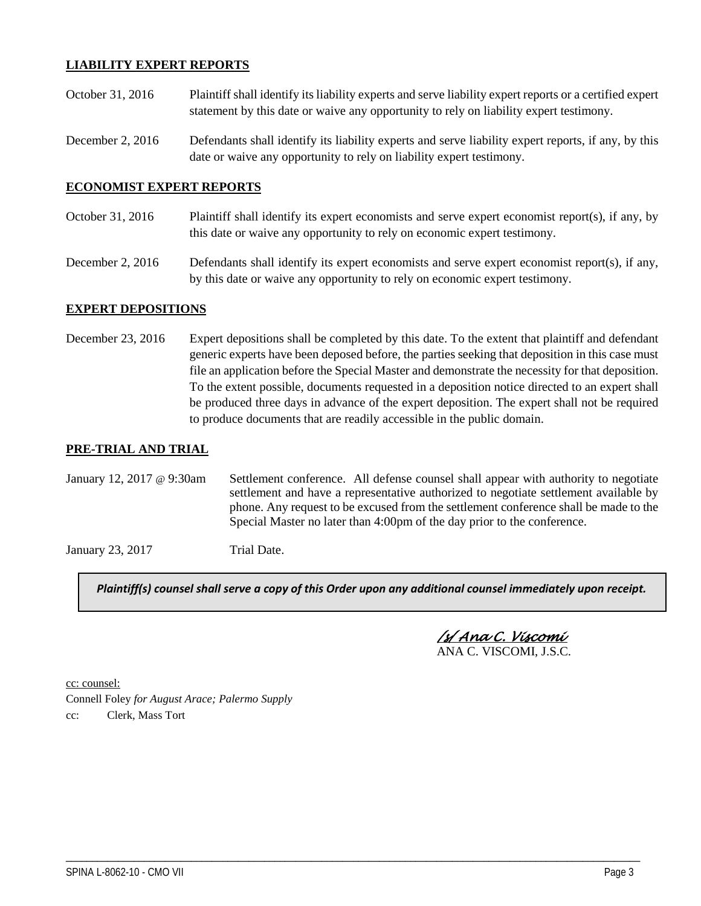## LIABILITY EXPERT REPORTS

| | |
|---|---|
| October 31, 2016 | Plaintiff shall identify its liability experts and serve liability expert reports or a certified expert statement by this date or waive any opportunity to rely on liability expert testimony. |
| December 2, 2016 | Defendants shall identify its liability experts and serve liability expert reports, if any, by this date or waive any opportunity to rely on liability expert testimony. |

## ECONOMIST EXPERT REPORTS

| | |
|---|---|
| October 31, 2016 | Plaintiff shall identify its expert economists and serve expert economist report(s), if any, by this date or waive any opportunity to rely on economic expert testimony. |
| December 2, 2016 | Defendants shall identify its expert economists and serve expert economist report(s), if any, by this date or waive any opportunity to rely on economic expert testimony. |

## EXPERT DEPOSITIONS

| | |
|---|---|
| December 23, 2016 | Expert depositions shall be completed by this date. To the extent that plaintiff and defendant generic experts have been deposed before, the parties seeking that deposition in this case must file an application before the Special Master and demonstrate the necessity for that deposition. To the extent possible, documents requested in a deposition notice directed to an expert shall be produced three days in advance of the expert deposition. The expert shall not be required to produce documents that are readily accessible in the public domain. |

## PRE-TRIAL AND TRIAL

| | |
|---|---|
| January 12, 2017 @ 9:30am | Settlement conference. All defense counsel shall appear with authority to negotiate settlement and have a representative authorized to negotiate settlement available by phone. Any request to be excused from the settlement conference shall be made to the Special Master no later than 4:00pm of the day prior to the conference. |
| January 23, 2017 | Trial Date. |

***Plaintiff(s) counsel shall serve a copy of this Order upon any additional counsel immediately upon receipt.***

*/s/ Ana C. Viscomi*
ANA C. VISCOMI, J.S.C.

cc: counsel:
Connell Foley *for August Arace; Palermo Supply*
cc: Clerk, Mass Tort